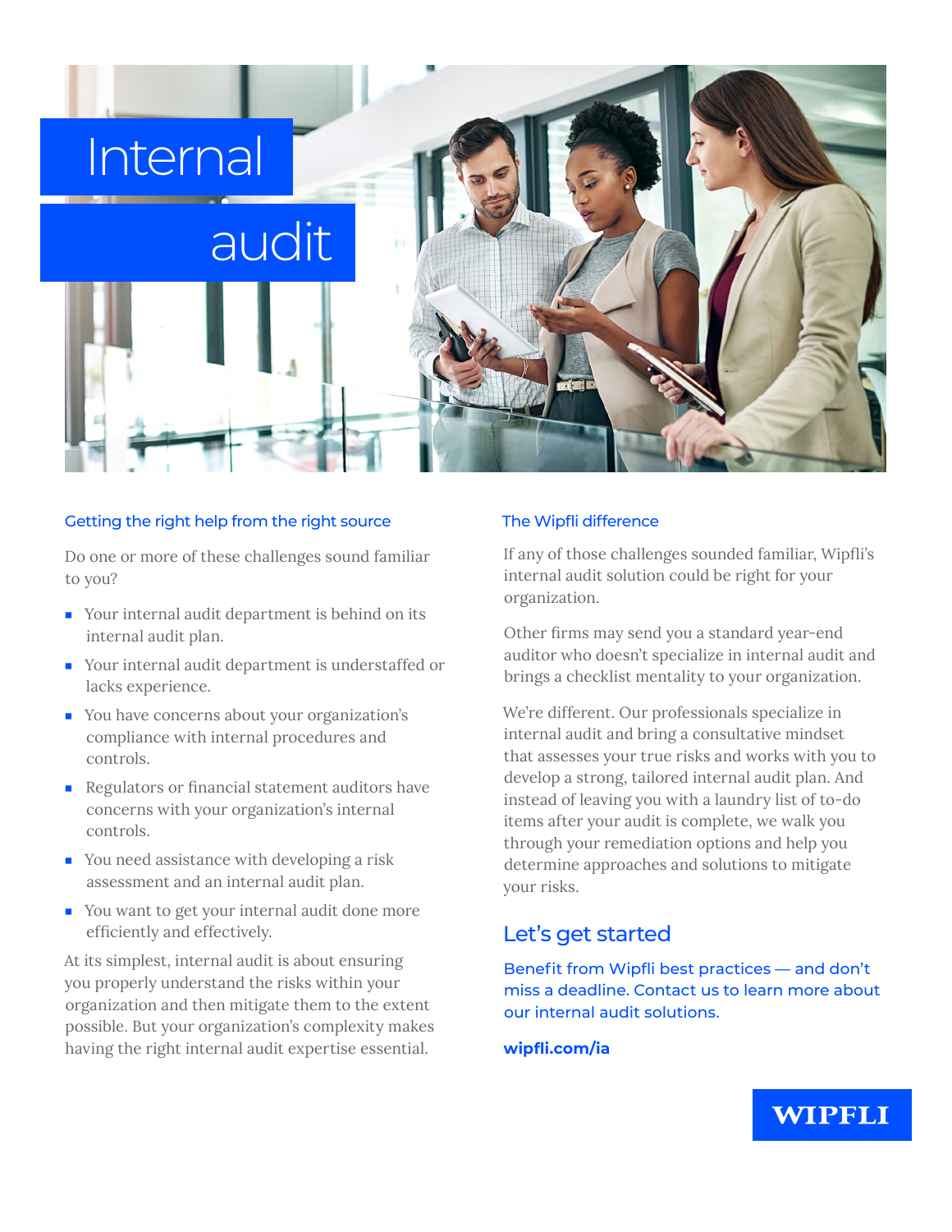# Internal audit

## Getting the right help from the right source

Do one or more of these challenges sound familiar to you?

- Your internal audit department is behind on its internal audit plan.
- Your internal audit department is understaffed or lacks experience.
- You have concerns about your organization's compliance with internal procedures and controls.
- Regulators or financial statement auditors have concerns with your organization's internal controls.
- You need assistance with developing a risk assessment and an internal audit plan.
- You want to get your internal audit done more efficiently and effectively.

At its simplest, internal audit is about ensuring you properly understand the risks within your organization and then mitigate them to the extent possible. But your organization's complexity makes having the right internal audit expertise essential.

## The Wipfli difference

If any of those challenges sounded familiar, Wipfli's internal audit solution could be right for your organization.

Other firms may send you a standard year-end auditor who doesn't specialize in internal audit and brings a checklist mentality to your organization.

We're different. Our professionals specialize in internal audit and bring a consultative mindset that assesses your true risks and works with you to develop a strong, tailored internal audit plan. And instead of leaving you with a laundry list of to-do items after your audit is complete, we walk you through your remediation options and help you determine approaches and solutions to mitigate your risks.

## Let's get started

Benefit from Wipfli best practices — and don't miss a deadline. Contact us to learn more about our internal audit solutions.

**wipfli.com/ia**

WIPFLI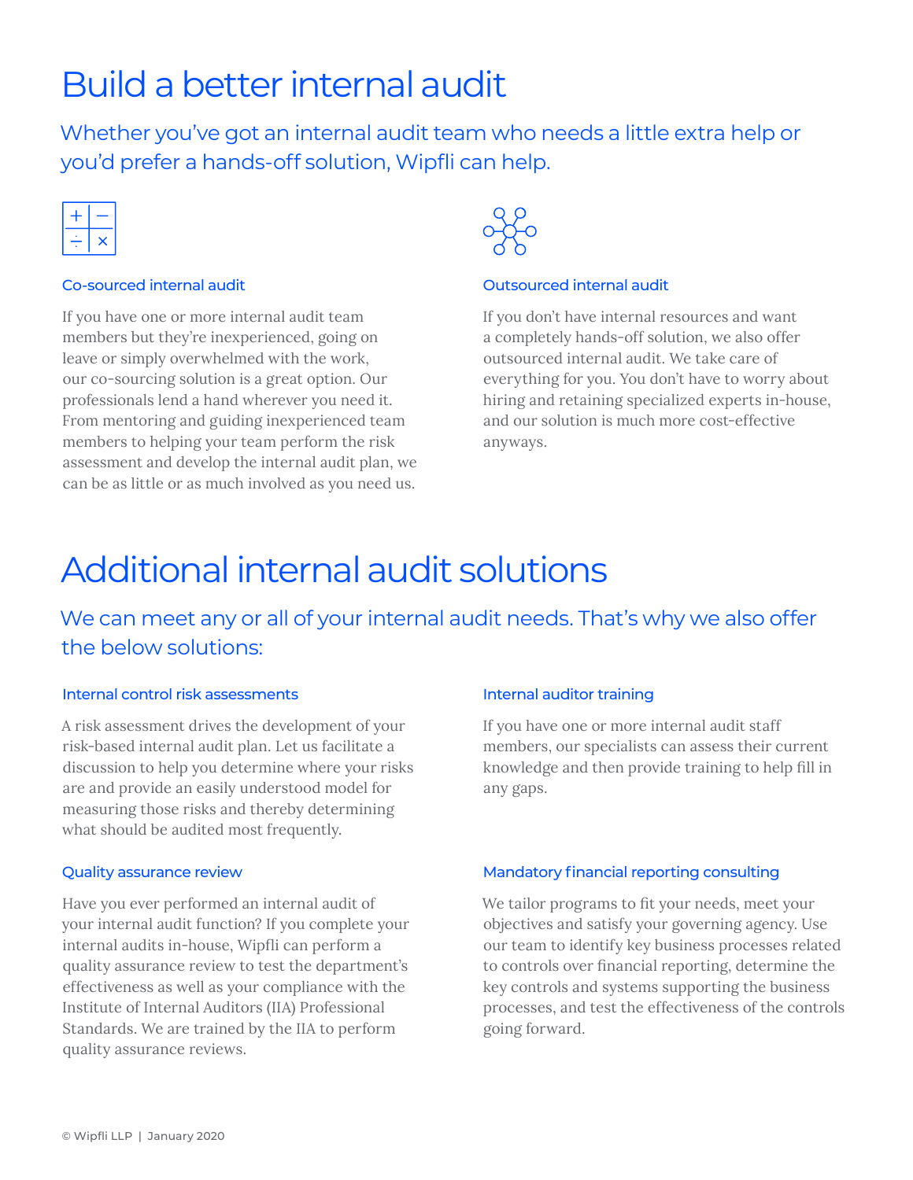# Build a better internal audit

## Whether you've got an internal audit team who needs a little extra help or you'd prefer a hands-off solution, Wipfli can help.

### Co-sourced internal audit

If you have one or more internal audit team members but they're inexperienced, going on leave or simply overwhelmed with the work, our co-sourcing solution is a great option. Our professionals lend a hand wherever you need it. From mentoring and guiding inexperienced team members to helping your team perform the risk assessment and develop the internal audit plan, we can be as little or as much involved as you need us.

### Outsourced internal audit

If you don't have internal resources and want a completely hands-off solution, we also offer outsourced internal audit. We take care of everything for you. You don't have to worry about hiring and retaining specialized experts in-house, and our solution is much more cost-effective anyways.

# Additional internal audit solutions

## We can meet any or all of your internal audit needs. That's why we also offer the below solutions:

### Internal control risk assessments

A risk assessment drives the development of your risk-based internal audit plan. Let us facilitate a discussion to help you determine where your risks are and provide an easily understood model for measuring those risks and thereby determining what should be audited most frequently.

### Quality assurance review

Have you ever performed an internal audit of your internal audit function? If you complete your internal audits in-house, Wipfli can perform a quality assurance review to test the department's effectiveness as well as your compliance with the Institute of Internal Auditors (IIA) Professional Standards. We are trained by the IIA to perform quality assurance reviews.

### Internal auditor training

If you have one or more internal audit staff members, our specialists can assess their current knowledge and then provide training to help fill in any gaps.

### Mandatory financial reporting consulting

We tailor programs to fit your needs, meet your objectives and satisfy your governing agency. Use our team to identify key business processes related to controls over financial reporting, determine the key controls and systems supporting the business processes, and test the effectiveness of the controls going forward.

© Wipfli LLP | January 2020